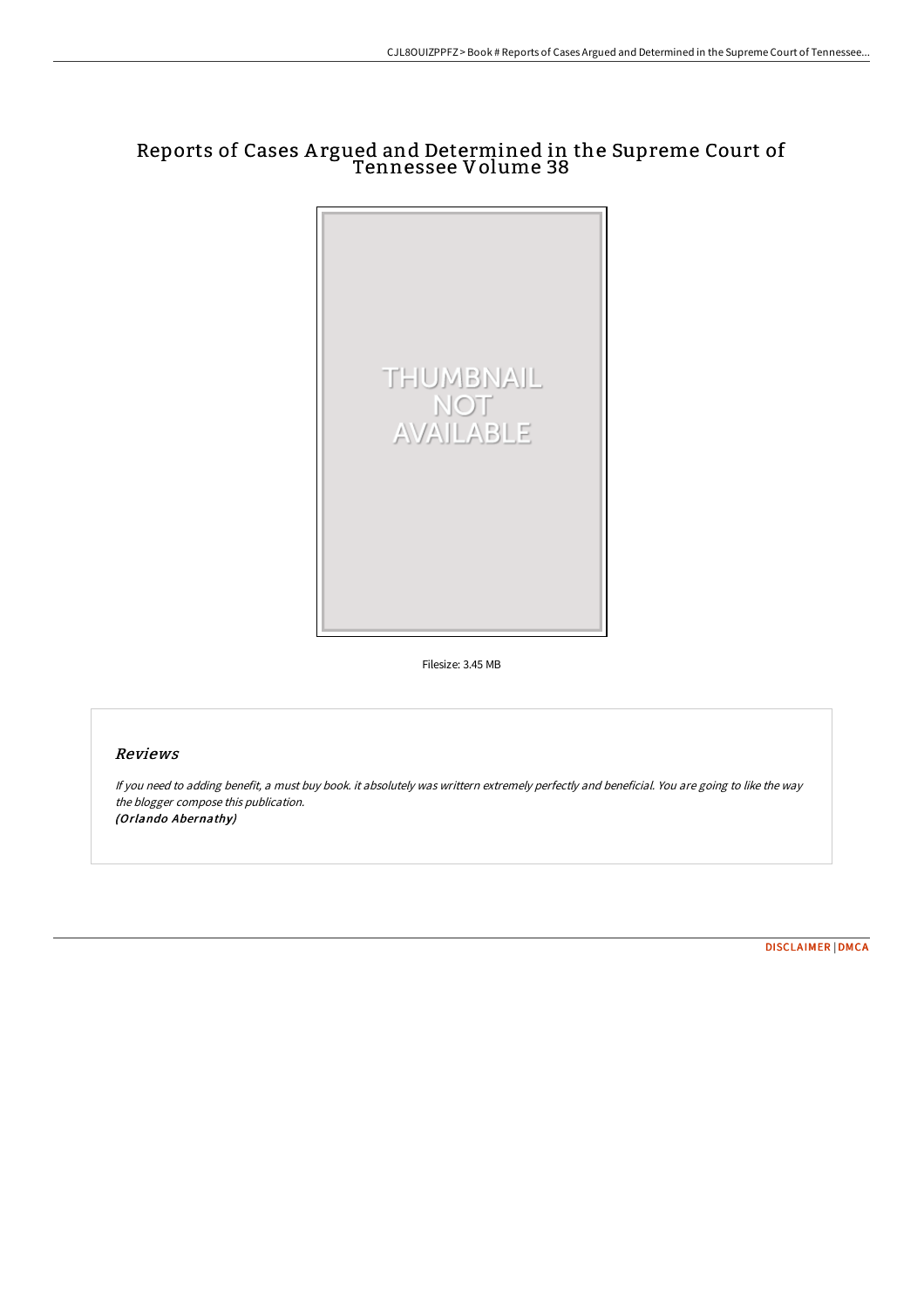# Reports of Cases Argued and Determined in the Supreme Court of Tennessee Volume 38

Filesize: 3.45 MB

## Reviews

*If you need to adding benefit, a must buy book. it absolutely was writtern extremely perfectly and beneficial. You are going to like the way the blogger compose this publication.*
*(Orlando Abernathy)*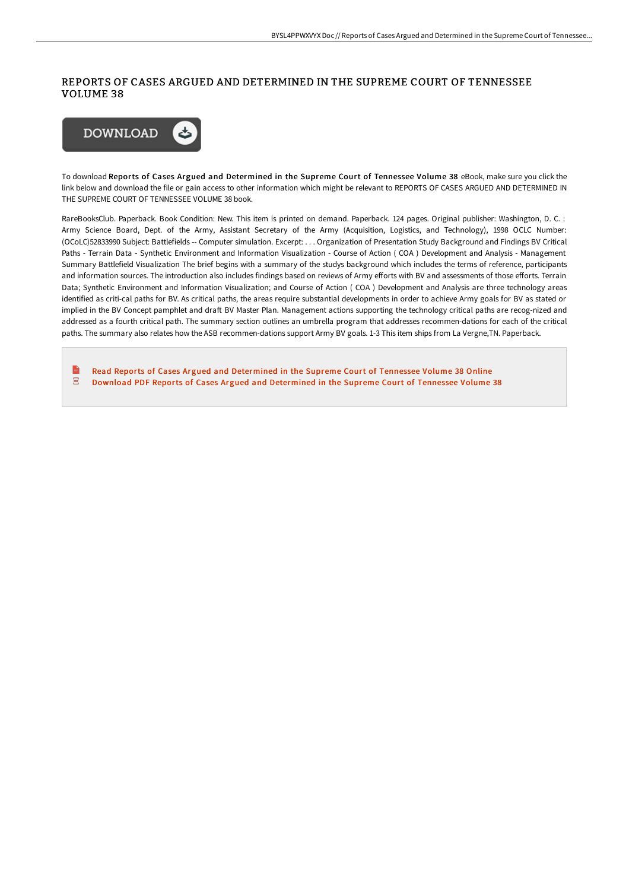# REPORTS OF CASES ARGUED AND DETERMINED IN THE SUPREME COURT OF TENNESSEE VOLUME 38

DOWNLOAD

To download **Reports of Cases Argued and Determined in the Supreme Court of Tennessee Volume 38** eBook, make sure you click the link below and download the file or gain access to other information which might be relevant to REPORTS OF CASES ARGUED AND DETERMINED IN THE SUPREME COURT OF TENNESSEE VOLUME 38 book.

RareBooksClub. Paperback. Book Condition: New. This item is printed on demand. Paperback. 124 pages. Original publisher: Washington, D. C. : Army Science Board, Dept. of the Army, Assistant Secretary of the Army (Acquisition, Logistics, and Technology), 1998 OCLC Number: (OCoLC)52833990 Subject: Battlefields -- Computer simulation. Excerpt: . . . Organization of Presentation Study Background and Findings BV Critical Paths - Terrain Data - Synthetic Environment and Information Visualization - Course of Action ( COA ) Development and Analysis - Management Summary Battlefield Visualization The brief begins with a summary of the studys background which includes the terms of reference, participants and information sources. The introduction also includes findings based on reviews of Army efforts with BV and assessments of those efforts. Terrain Data; Synthetic Environment and Information Visualization; and Course of Action ( COA ) Development and Analysis are three technology areas identified as criti-cal paths for BV. As critical paths, the areas require substantial developments in order to achieve Army goals for BV as stated or implied in the BV Concept pamphlet and draft BV Master Plan. Management actions supporting the technology critical paths are recog-nized and addressed as a fourth critical path. The summary section outlines an umbrella program that addresses recommen-dations for each of the critical paths. The summary also relates how the ASB recommen-dations support Army BV goals. 1-3 This item ships from La Vergne,TN. Paperback.

- Read Reports of Cases Argued and Determined in the Supreme Court of Tennessee Volume 38 Online
- Download PDF Reports of Cases Argued and Determined in the Supreme Court of Tennessee Volume 38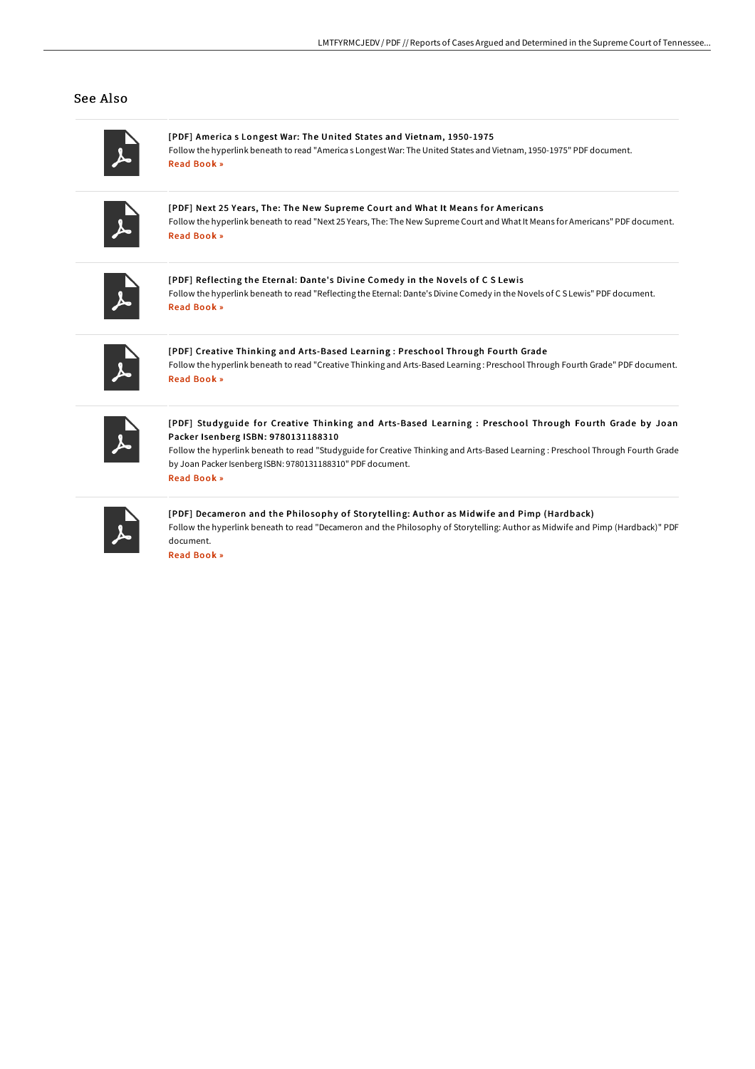## See Also

**[PDF] America s Longest War: The United States and Vietnam, 1950-1975**

Follow the hyperlink beneath to read "America s Longest War: The United States and Vietnam, 1950-1975" PDF document.

Read Book »

**[PDF] Next 25 Years, The: The New Supreme Court and What It Means for Americans**

Follow the hyperlink beneath to read "Next 25 Years, The: The New Supreme Court and What It Means for Americans" PDF document.

Read Book »

**[PDF] Reflecting the Eternal: Dante's Divine Comedy in the Novels of C S Lewis**

Follow the hyperlink beneath to read "Reflecting the Eternal: Dante's Divine Comedy in the Novels of C S Lewis" PDF document.

Read Book »

**[PDF] Creative Thinking and Arts-Based Learning : Preschool Through Fourth Grade**

Follow the hyperlink beneath to read "Creative Thinking and Arts-Based Learning : Preschool Through Fourth Grade" PDF document.

Read Book »

**[PDF] Studyguide for Creative Thinking and Arts-Based Learning : Preschool Through Fourth Grade by Joan Packer Isenberg ISBN: 9780131188310**

Follow the hyperlink beneath to read "Studyguide for Creative Thinking and Arts-Based Learning : Preschool Through Fourth Grade by Joan Packer Isenberg ISBN: 9780131188310" PDF document.

Read Book »

**[PDF] Decameron and the Philosophy of Storytelling: Author as Midwife and Pimp (Hardback)**

Follow the hyperlink beneath to read "Decameron and the Philosophy of Storytelling: Author as Midwife and Pimp (Hardback)" PDF document.

Read Book »